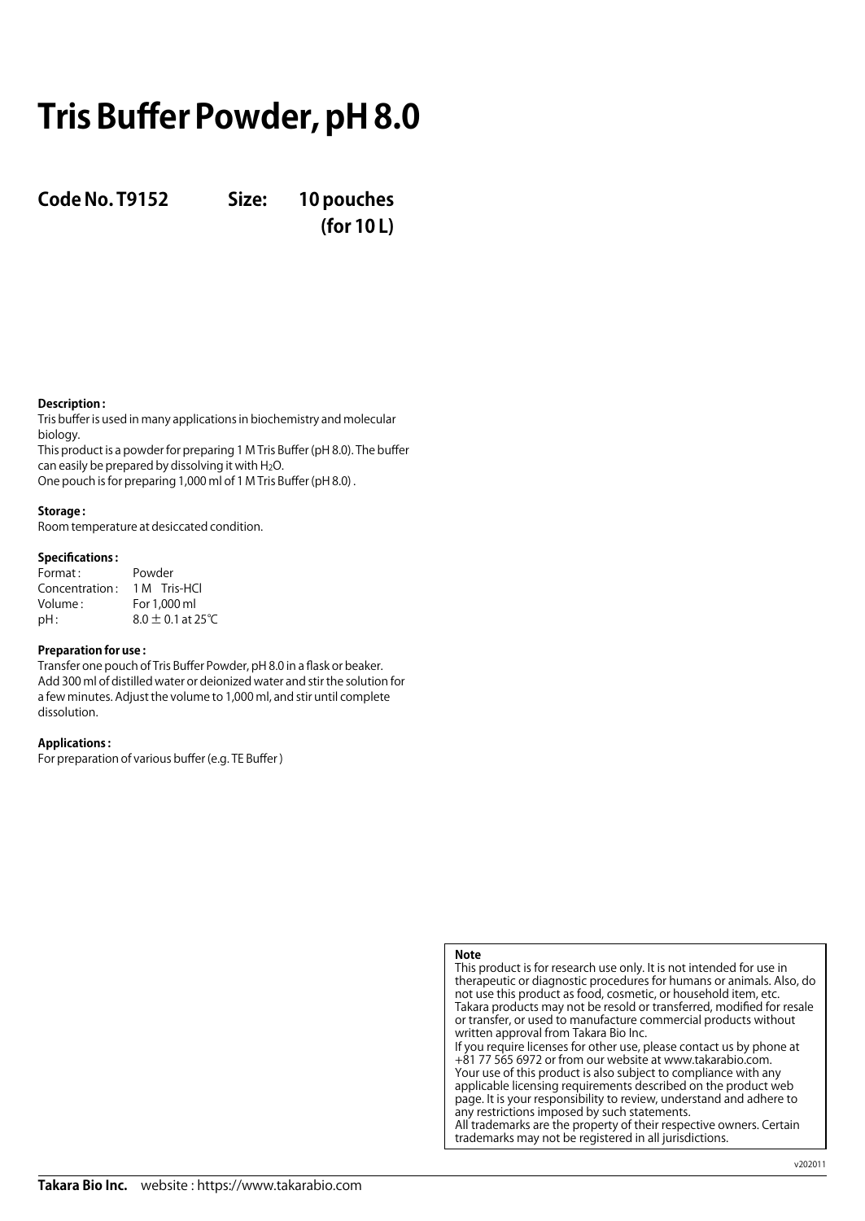# Tris Buffer Powder, pH 8.0

**Code No. T9152  Size: 10 pouches (for 10 L)**

**Description :**

Tris buffer is used in many applications in biochemistry and molecular biology.
This product is a powder for preparing 1 M Tris Buffer (pH 8.0). The buffer can easily be prepared by dissolving it with $H_2O$.
One pouch is for preparing 1,000 ml of 1 M Tris Buffer (pH 8.0) .

**Storage :**

Room temperature at desiccated condition.

**Specifications :**

| | |
|---|---|
| Format : | Powder |
| Concentration : | 1 M Tris-HCl |
| Volume : | For 1,000 ml |
| pH : | 8.0 ± 0.1 at 25℃ |

**Preparation for use :**

Transfer one pouch of Tris Buffer Powder, pH 8.0 in a flask or beaker. Add 300 ml of distilled water or deionized water and stir the solution for a few minutes. Adjust the volume to 1,000 ml, and stir until complete dissolution.

**Applications :**

For preparation of various buffer (e.g. TE Buffer )

**Note**

This product is for research use only. It is not intended for use in therapeutic or diagnostic procedures for humans or animals. Also, do not use this product as food, cosmetic, or household item, etc.
Takara products may not be resold or transferred, modified for resale or transfer, or used to manufacture commercial products without written approval from Takara Bio Inc.
If you require licenses for other use, please contact us by phone at +81 77 565 6972 or from our website at www.takarabio.com.
Your use of this product is also subject to compliance with any applicable licensing requirements described on the product web page. It is your responsibility to review, understand and adhere to any restrictions imposed by such statements.
All trademarks are the property of their respective owners. Certain trademarks may not be registered in all jurisdictions.

v202011

**Takara Bio Inc.** website : https://www.takarabio.com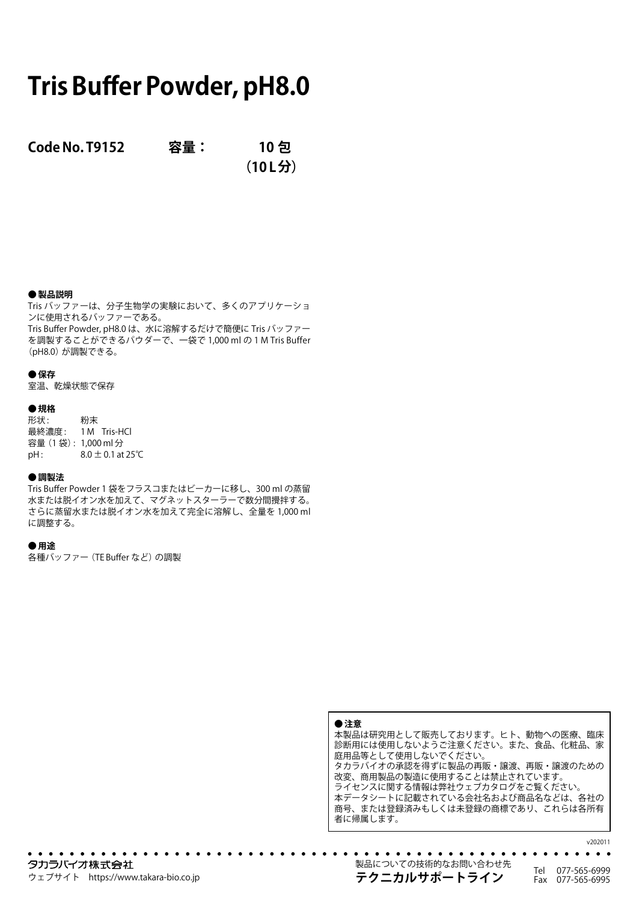# Tris Buffer Powder, pH8.0

**Code No. T9152　　容量：　10 包（10 L 分）**

## ● 製品説明

Tris バッファーは、分子生物学の実験において、多くのアプリケーションに使用されるバッファーである。

Tris Buffer Powder, pH8.0 は、水に溶解するだけで簡便に Tris バッファーを調製することができるパウダーで、一袋で 1,000 ml の 1 M Tris Buffer（pH8.0）が調製できる。

## ● 保存

室温、乾燥状態で保存

## ● 規格

| | |
|---|---|
| 形状： | 粉末 |
| 最終濃度： | 1 M　Tris-HCl |
| 容量（1 袋）： | 1,000 ml 分 |
| pH： | 8.0 ± 0.1 at 25℃ |

## ● 調製法

Tris Buffer Powder 1 袋をフラスコまたはビーカーに移し、300 ml の蒸留水または脱イオン水を加えて、マグネットスターラーで数分間攪拌する。さらに蒸留水または脱イオン水を加えて完全に溶解し、全量を 1,000 ml に調整する。

## ● 用途

各種バッファー（TE Buffer など）の調製

## ● 注意

本製品は研究用として販売しております。ヒト、動物への医療、臨床診断用には使用しないようご注意ください。また、食品、化粧品、家庭用品等として使用しないでください。

タカラバイオの承認を得ずに製品の再販・譲渡、再販・譲渡のための改変、商用製品の製造に使用することは禁止されています。

ライセンスに関する情報は弊社ウェブカタログをご覧ください。

本データシートに記載されている会社名および商品名などは、各社の商号、または登録済みもしくは未登録の商標であり、これらは各所有者に帰属します。

v202011

タカラバイオ株式会社
ウェブサイト　https://www.takara-bio.co.jp

製品についての技術的なお問い合わせ先
テクニカルサポートライン
Tel　077-565-6999
Fax　077-565-6995